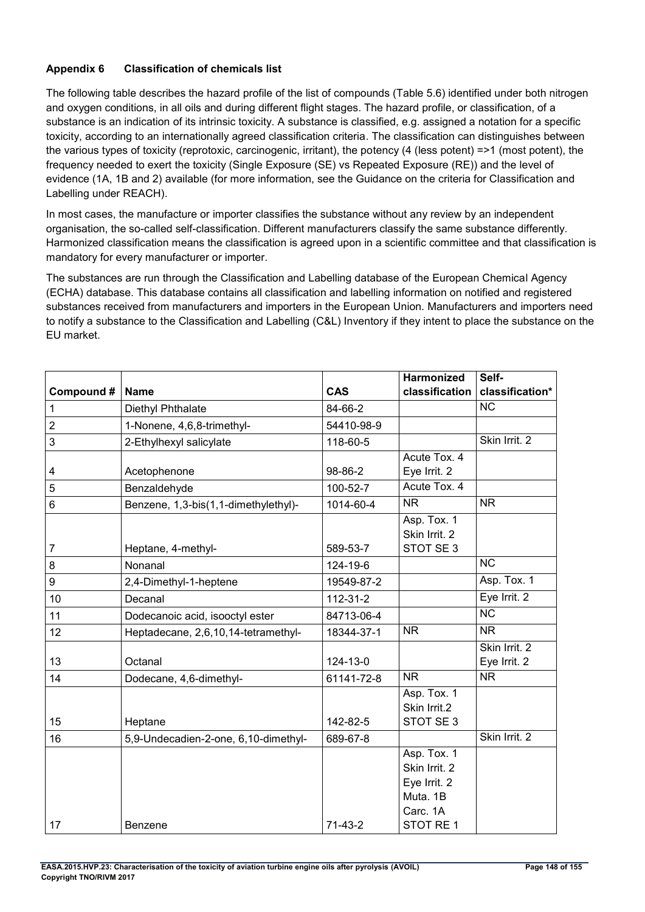### Appendix 6 Classification of chemicals list

The following table describes the hazard profile of the list of compounds (Table 5.6) identified under both nitrogen and oxygen conditions, in all oils and during different flight stages. The hazard profile, or classification, of a substance is an indication of its intrinsic toxicity. A substance is classified, e.g. assigned a notation for a specific toxicity, according to an internationally agreed classification criteria. The classification can distinguishes between the various types of toxicity (reprotoxic, carcinogenic, irritant), the potency (4 (less potent) =>1 (most potent), the frequency needed to exert the toxicity (Single Exposure (SE) vs Repeated Exposure (RE)) and the level of evidence (1A, 1B and 2) available (for more information, see the Guidance on the criteria for Classification and Labelling under REACH).

In most cases, the manufacture or importer classifies the substance without any review by an independent organisation, the so-called self-classification. Different manufacturers classify the same substance differently. Harmonized classification means the classification is agreed upon in a scientific committee and that classification is mandatory for every manufacturer or importer.

The substances are run through the Classification and Labelling database of the European Chemical Agency (ECHA) database. This database contains all classification and labelling information on notified and registered substances received from manufacturers and importers in the European Union. Manufacturers and importers need to notify a substance to the Classification and Labelling (C&L) Inventory if they intent to place the substance on the EU market.

| Compound # | Name | CAS | Harmonized classification | Self-classification* |
|---|---|---|---|---|
| 1 | Diethyl Phthalate | 84-66-2 | | NC |
| 2 | 1-Nonene, 4,6,8-trimethyl- | 54410-98-9 | | |
| 3 | 2-Ethylhexyl salicylate | 118-60-5 | | Skin Irrit. 2 |
| 4 | Acetophenone | 98-86-2 | Acute Tox. 4<br>Eye Irrit. 2 | |
| 5 | Benzaldehyde | 100-52-7 | Acute Tox. 4 | |
| 6 | Benzene, 1,3-bis(1,1-dimethylethyl)- | 1014-60-4 | NR | NR |
| 7 | Heptane, 4-methyl- | 589-53-7 | Asp. Tox. 1<br>Skin Irrit. 2<br>STOT SE 3 | |
| 8 | Nonanal | 124-19-6 | | NC |
| 9 | 2,4-Dimethyl-1-heptene | 19549-87-2 | | Asp. Tox. 1 |
| 10 | Decanal | 112-31-2 | | Eye Irrit. 2 |
| 11 | Dodecanoic acid, isooctyl ester | 84713-06-4 | | NC |
| 12 | Heptadecane, 2,6,10,14-tetramethyl- | 18344-37-1 | NR | NR |
| 13 | Octanal | 124-13-0 | | Skin Irrit. 2<br>Eye Irrit. 2 |
| 14 | Dodecane, 4,6-dimethyl- | 61141-72-8 | NR | NR |
| 15 | Heptane | 142-82-5 | Asp. Tox. 1<br>Skin Irrit.2<br>STOT SE 3 | |
| 16 | 5,9-Undecadien-2-one, 6,10-dimethyl- | 689-67-8 | | Skin Irrit. 2 |
| 17 | Benzene | 71-43-2 | Asp. Tox. 1<br>Skin Irrit. 2<br>Eye Irrit. 2<br>Muta. 1B<br>Carc. 1A<br>STOT RE 1 | |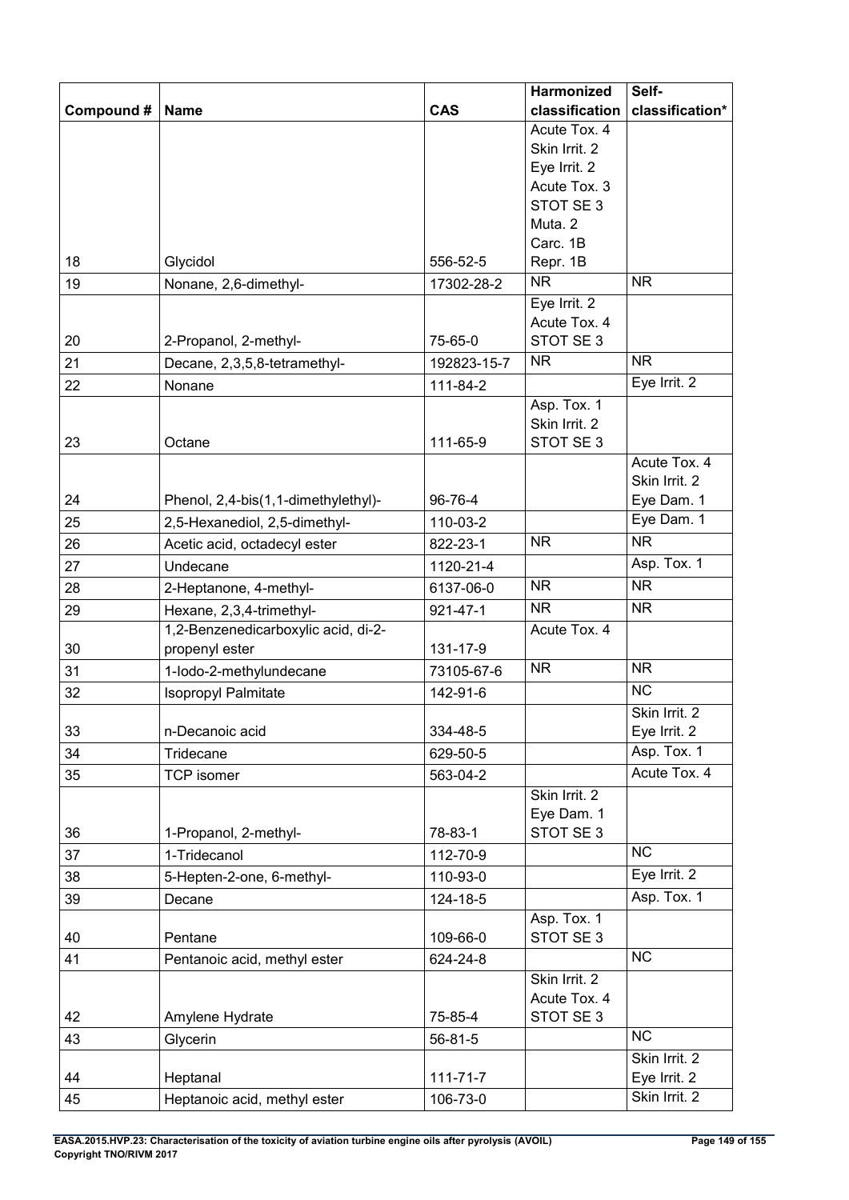| Compound # | Name | CAS | Harmonized classification | Self-classification* |
|---|---|---|---|---|
| 18 | Glycidol | 556-52-5 | Acute Tox. 4<br>Skin Irrit. 2<br>Eye Irrit. 2<br>Acute Tox. 3<br>STOT SE 3<br>Muta. 2<br>Carc. 1B<br>Repr. 1B | |
| 19 | Nonane, 2,6-dimethyl- | 17302-28-2 | NR | NR |
| 20 | 2-Propanol, 2-methyl- | 75-65-0 | Eye Irrit. 2<br>Acute Tox. 4<br>STOT SE 3 | |
| 21 | Decane, 2,3,5,8-tetramethyl- | 192823-15-7 | NR | NR |
| 22 | Nonane | 111-84-2 | | Eye Irrit. 2 |
| 23 | Octane | 111-65-9 | Asp. Tox. 1<br>Skin Irrit. 2<br>STOT SE 3 | |
| 24 | Phenol, 2,4-bis(1,1-dimethylethyl)- | 96-76-4 | | Acute Tox. 4<br>Skin Irrit. 2<br>Eye Dam. 1 |
| 25 | 2,5-Hexanediol, 2,5-dimethyl- | 110-03-2 | | Eye Dam. 1 |
| 26 | Acetic acid, octadecyl ester | 822-23-1 | NR | NR |
| 27 | Undecane | 1120-21-4 | | Asp. Tox. 1 |
| 28 | 2-Heptanone, 4-methyl- | 6137-06-0 | NR | NR |
| 29 | Hexane, 2,3,4-trimethyl- | 921-47-1 | NR | NR |
| 30 | 1,2-Benzenedicarboxylic acid, di-2-propenyl ester | 131-17-9 | Acute Tox. 4 | |
| 31 | 1-Iodo-2-methylundecane | 73105-67-6 | NR | NR |
| 32 | Isopropyl Palmitate | 142-91-6 | | NC |
| 33 | n-Decanoic acid | 334-48-5 | | Skin Irrit. 2<br>Eye Irrit. 2 |
| 34 | Tridecane | 629-50-5 | | Asp. Tox. 1 |
| 35 | TCP isomer | 563-04-2 | | Acute Tox. 4 |
| 36 | 1-Propanol, 2-methyl- | 78-83-1 | Skin Irrit. 2<br>Eye Dam. 1<br>STOT SE 3 | |
| 37 | 1-Tridecanol | 112-70-9 | | NC |
| 38 | 5-Hepten-2-one, 6-methyl- | 110-93-0 | | Eye Irrit. 2 |
| 39 | Decane | 124-18-5 | | Asp. Tox. 1 |
| 40 | Pentane | 109-66-0 | Asp. Tox. 1<br>STOT SE 3 | |
| 41 | Pentanoic acid, methyl ester | 624-24-8 | | NC |
| 42 | Amylene Hydrate | 75-85-4 | Skin Irrit. 2<br>Acute Tox. 4<br>STOT SE 3 | |
| 43 | Glycerin | 56-81-5 | | NC |
| 44 | Heptanal | 111-71-7 | | Skin Irrit. 2<br>Eye Irrit. 2 |
| 45 | Heptanoic acid, methyl ester | 106-73-0 | | Skin Irrit. 2 |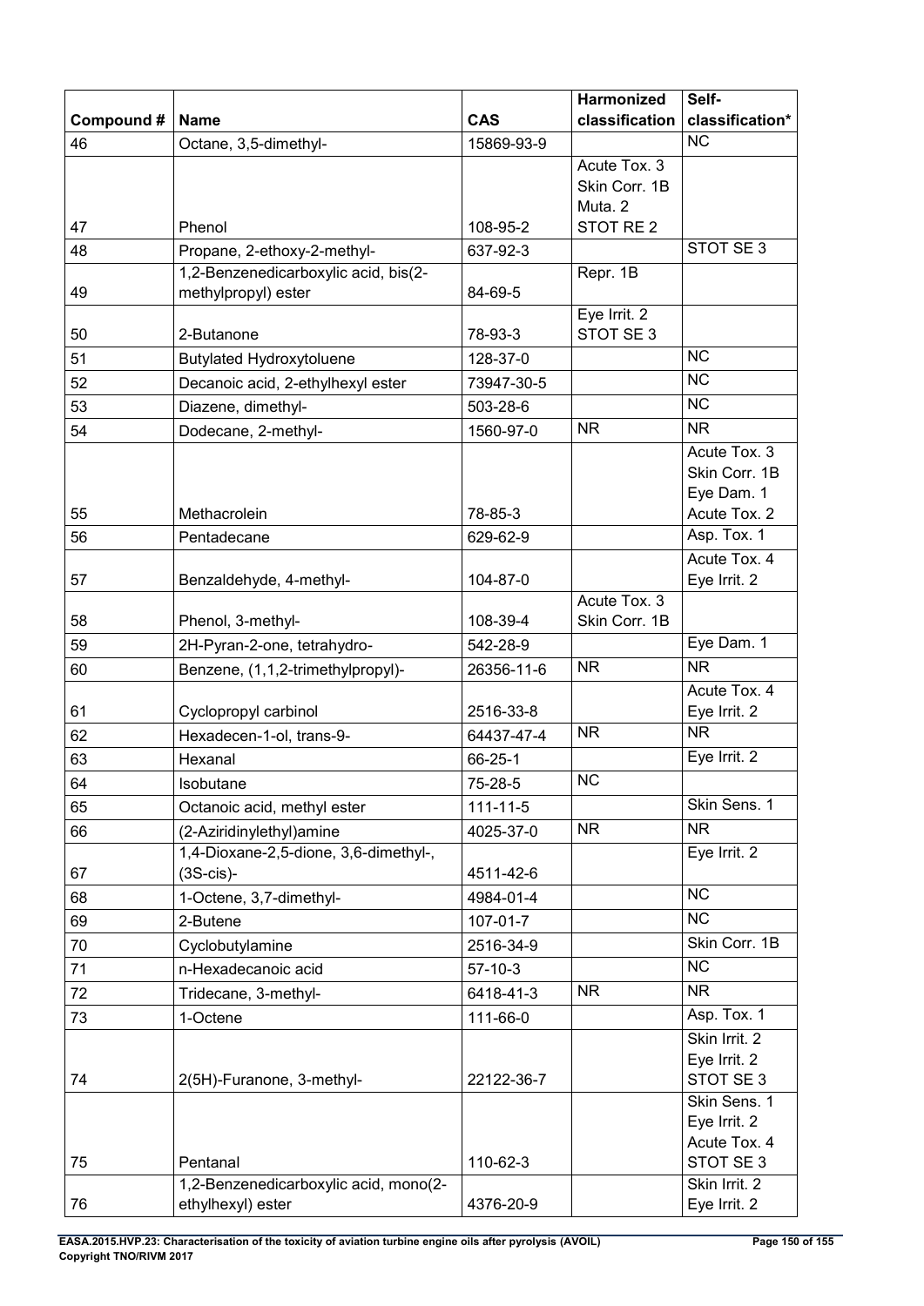| Compound # | Name | CAS | Harmonized classification | Self-classification* |
|---|---|---|---|---|
| 46 | Octane, 3,5-dimethyl- | 15869-93-9 | | NC |
| 47 | Phenol | 108-95-2 | Acute Tox. 3<br>Skin Corr. 1B<br>Muta. 2<br>STOT RE 2 | |
| 48 | Propane, 2-ethoxy-2-methyl- | 637-92-3 | | STOT SE 3 |
| 49 | 1,2-Benzenedicarboxylic acid, bis(2-methylpropyl) ester | 84-69-5 | Repr. 1B | |
| 50 | 2-Butanone | 78-93-3 | Eye Irrit. 2<br>STOT SE 3 | |
| 51 | Butylated Hydroxytoluene | 128-37-0 | | NC |
| 52 | Decanoic acid, 2-ethylhexyl ester | 73947-30-5 | | NC |
| 53 | Diazene, dimethyl- | 503-28-6 | | NC |
| 54 | Dodecane, 2-methyl- | 1560-97-0 | NR | NR |
| 55 | Methacrolein | 78-85-3 | | Acute Tox. 3<br>Skin Corr. 1B<br>Eye Dam. 1<br>Acute Tox. 2 |
| 56 | Pentadecane | 629-62-9 | | Asp. Tox. 1 |
| 57 | Benzaldehyde, 4-methyl- | 104-87-0 | | Acute Tox. 4<br>Eye Irrit. 2 |
| 58 | Phenol, 3-methyl- | 108-39-4 | Acute Tox. 3<br>Skin Corr. 1B | |
| 59 | 2H-Pyran-2-one, tetrahydro- | 542-28-9 | | Eye Dam. 1 |
| 60 | Benzene, (1,1,2-trimethylpropyl)- | 26356-11-6 | NR | NR |
| 61 | Cyclopropyl carbinol | 2516-33-8 | | Acute Tox. 4<br>Eye Irrit. 2 |
| 62 | Hexadecen-1-ol, trans-9- | 64437-47-4 | NR | NR |
| 63 | Hexanal | 66-25-1 | | Eye Irrit. 2 |
| 64 | Isobutane | 75-28-5 | NC | |
| 65 | Octanoic acid, methyl ester | 111-11-5 | | Skin Sens. 1 |
| 66 | (2-Aziridinylethyl)amine | 4025-37-0 | NR | NR |
| 67 | 1,4-Dioxane-2,5-dione, 3,6-dimethyl-, (3S-cis)- | 4511-42-6 | | Eye Irrit. 2 |
| 68 | 1-Octene, 3,7-dimethyl- | 4984-01-4 | | NC |
| 69 | 2-Butene | 107-01-7 | | NC |
| 70 | Cyclobutylamine | 2516-34-9 | | Skin Corr. 1B |
| 71 | n-Hexadecanoic acid | 57-10-3 | | NC |
| 72 | Tridecane, 3-methyl- | 6418-41-3 | NR | NR |
| 73 | 1-Octene | 111-66-0 | | Asp. Tox. 1 |
| 74 | 2(5H)-Furanone, 3-methyl- | 22122-36-7 | | Skin Irrit. 2<br>Eye Irrit. 2<br>STOT SE 3 |
| 75 | Pentanal | 110-62-3 | | Skin Sens. 1<br>Eye Irrit. 2<br>Acute Tox. 4<br>STOT SE 3 |
| 76 | 1,2-Benzenedicarboxylic acid, mono(2-ethylhexyl) ester | 4376-20-9 | | Skin Irrit. 2<br>Eye Irrit. 2 |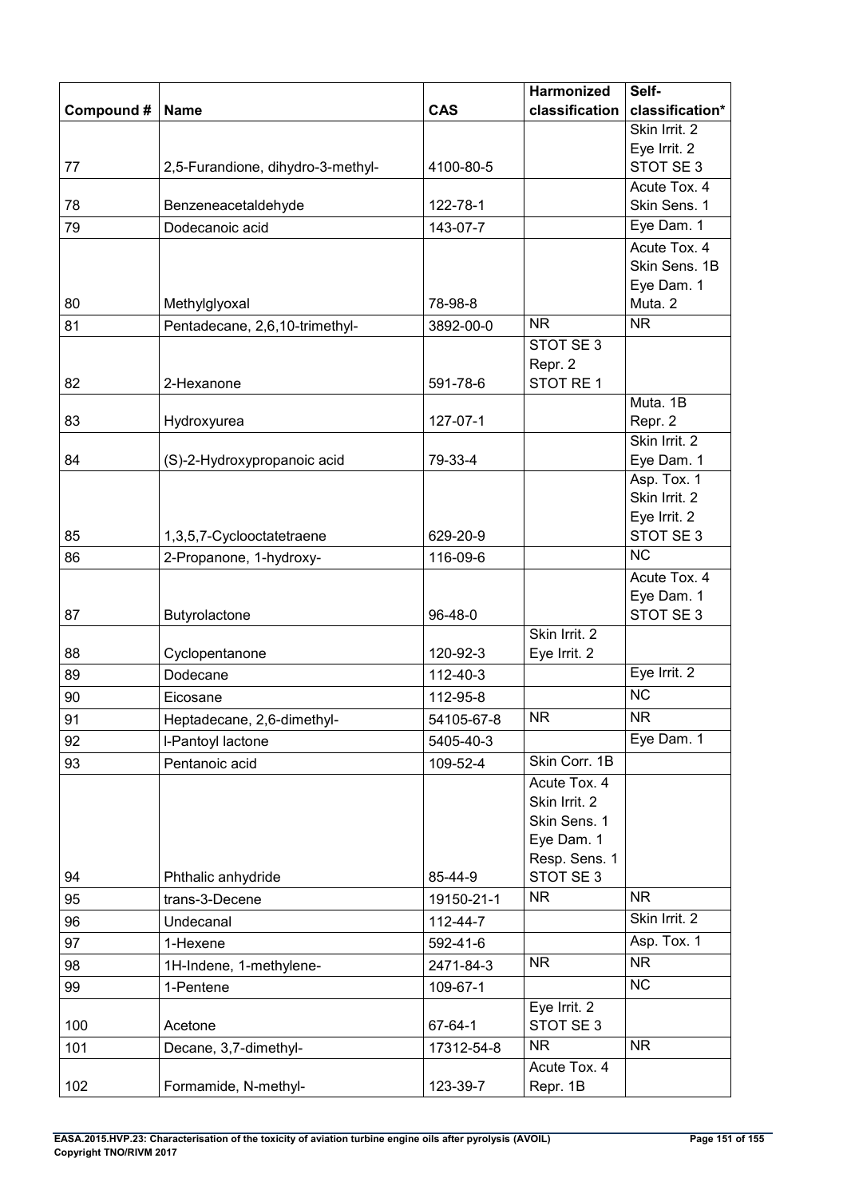| Compound # | Name | CAS | Harmonized classification | Self-classification* |
|---|---|---|---|---|
| 77 | 2,5-Furandione, dihydro-3-methyl- | 4100-80-5 | | Skin Irrit. 2<br>Eye Irrit. 2<br>STOT SE 3 |
| 78 | Benzeneacetaldehyde | 122-78-1 | | Acute Tox. 4<br>Skin Sens. 1 |
| 79 | Dodecanoic acid | 143-07-7 | | Eye Dam. 1 |
| 80 | Methylglyoxal | 78-98-8 | | Acute Tox. 4<br>Skin Sens. 1B<br>Eye Dam. 1<br>Muta. 2 |
| 81 | Pentadecane, 2,6,10-trimethyl- | 3892-00-0 | NR | NR |
| 82 | 2-Hexanone | 591-78-6 | STOT SE 3<br>Repr. 2<br>STOT RE 1 | |
| 83 | Hydroxyurea | 127-07-1 | | Muta. 1B<br>Repr. 2 |
| 84 | (S)-2-Hydroxypropanoic acid | 79-33-4 | | Skin Irrit. 2<br>Eye Dam. 1 |
| 85 | 1,3,5,7-Cyclooctatetraene | 629-20-9 | | Asp. Tox. 1<br>Skin Irrit. 2<br>Eye Irrit. 2<br>STOT SE 3 |
| 86 | 2-Propanone, 1-hydroxy- | 116-09-6 | | NC |
| 87 | Butyrolactone | 96-48-0 | | Acute Tox. 4<br>Eye Dam. 1<br>STOT SE 3 |
| 88 | Cyclopentanone | 120-92-3 | Skin Irrit. 2<br>Eye Irrit. 2 | |
| 89 | Dodecane | 112-40-3 | | Eye Irrit. 2 |
| 90 | Eicosane | 112-95-8 | | NC |
| 91 | Heptadecane, 2,6-dimethyl- | 54105-67-8 | NR | NR |
| 92 | l-Pantoyl lactone | 5405-40-3 | | Eye Dam. 1 |
| 93 | Pentanoic acid | 109-52-4 | Skin Corr. 1B | |
| 94 | Phthalic anhydride | 85-44-9 | Acute Tox. 4<br>Skin Irrit. 2<br>Skin Sens. 1<br>Eye Dam. 1<br>Resp. Sens. 1<br>STOT SE 3 | |
| 95 | trans-3-Decene | 19150-21-1 | NR | NR |
| 96 | Undecanal | 112-44-7 | | Skin Irrit. 2 |
| 97 | 1-Hexene | 592-41-6 | | Asp. Tox. 1 |
| 98 | 1H-Indene, 1-methylene- | 2471-84-3 | NR | NR |
| 99 | 1-Pentene | 109-67-1 | | NC |
| 100 | Acetone | 67-64-1 | Eye Irrit. 2<br>STOT SE 3 | |
| 101 | Decane, 3,7-dimethyl- | 17312-54-8 | NR | NR |
| 102 | Formamide, N-methyl- | 123-39-7 | Acute Tox. 4<br>Repr. 1B | |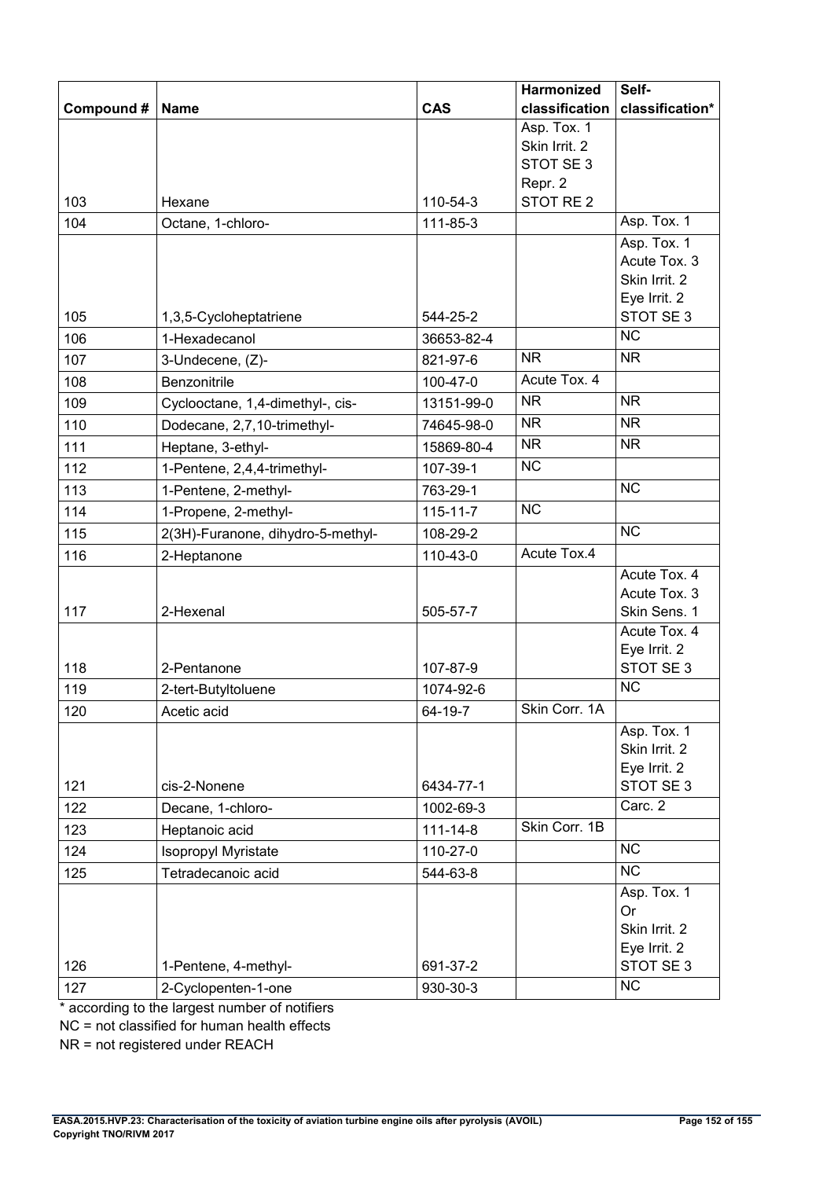| Compound # | Name | CAS | Harmonized classification | Self-classification* |
|---|---|---|---|---|
| 103 | Hexane | 110-54-3 | Asp. Tox. 1<br>Skin Irrit. 2<br>STOT SE 3<br>Repr. 2<br>STOT RE 2 | |
| 104 | Octane, 1-chloro- | 111-85-3 | | Asp. Tox. 1 |
| 105 | 1,3,5-Cycloheptatriene | 544-25-2 | | Asp. Tox. 1<br>Acute Tox. 3<br>Skin Irrit. 2<br>Eye Irrit. 2<br>STOT SE 3 |
| 106 | 1-Hexadecanol | 36653-82-4 | | NC |
| 107 | 3-Undecene, (Z)- | 821-97-6 | NR | NR |
| 108 | Benzonitrile | 100-47-0 | Acute Tox. 4 | |
| 109 | Cyclooctane, 1,4-dimethyl-, cis- | 13151-99-0 | NR | NR |
| 110 | Dodecane, 2,7,10-trimethyl- | 74645-98-0 | NR | NR |
| 111 | Heptane, 3-ethyl- | 15869-80-4 | NR | NR |
| 112 | 1-Pentene, 2,4,4-trimethyl- | 107-39-1 | NC | |
| 113 | 1-Pentene, 2-methyl- | 763-29-1 | | NC |
| 114 | 1-Propene, 2-methyl- | 115-11-7 | NC | |
| 115 | 2(3H)-Furanone, dihydro-5-methyl- | 108-29-2 | | NC |
| 116 | 2-Heptanone | 110-43-0 | Acute Tox.4 | |
| 117 | 2-Hexenal | 505-57-7 | | Acute Tox. 4<br>Acute Tox. 3<br>Skin Sens. 1 |
| 118 | 2-Pentanone | 107-87-9 | | Acute Tox. 4<br>Eye Irrit. 2<br>STOT SE 3 |
| 119 | 2-tert-Butyltoluene | 1074-92-6 | | NC |
| 120 | Acetic acid | 64-19-7 | Skin Corr. 1A | |
| 121 | cis-2-Nonene | 6434-77-1 | | Asp. Tox. 1<br>Skin Irrit. 2<br>Eye Irrit. 2<br>STOT SE 3 |
| 122 | Decane, 1-chloro- | 1002-69-3 | | Carc. 2 |
| 123 | Heptanoic acid | 111-14-8 | Skin Corr. 1B | |
| 124 | Isopropyl Myristate | 110-27-0 | | NC |
| 125 | Tetradecanoic acid | 544-63-8 | | NC |
| 126 | 1-Pentene, 4-methyl- | 691-37-2 | | Asp. Tox. 1<br>Or<br>Skin Irrit. 2<br>Eye Irrit. 2<br>STOT SE 3 |
| 127 | 2-Cyclopenten-1-one | 930-30-3 | | NC |

* according to the largest number of notifiers

NC = not classified for human health effects

NR = not registered under REACH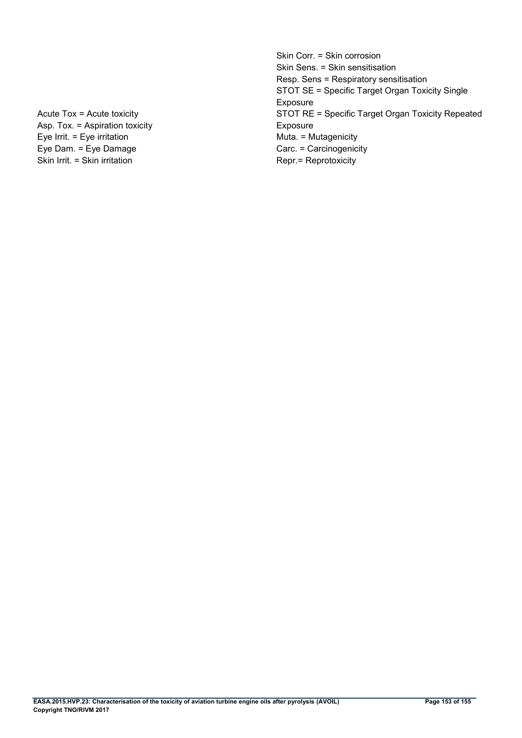Acute Tox = Acute toxicity
Asp. Tox. = Aspiration toxicity
Eye Irrit. = Eye irritation
Eye Dam. = Eye Damage
Skin Irrit. = Skin irritation
Skin Corr. = Skin corrosion
Skin Sens. = Skin sensitisation
Resp. Sens = Respiratory sensitisation
STOT SE = Specific Target Organ Toxicity Single Exposure
STOT RE = Specific Target Organ Toxicity Repeated Exposure
Muta. = Mutagenicity
Carc. = Carcinogenicity
Repr.= Reprotoxicity